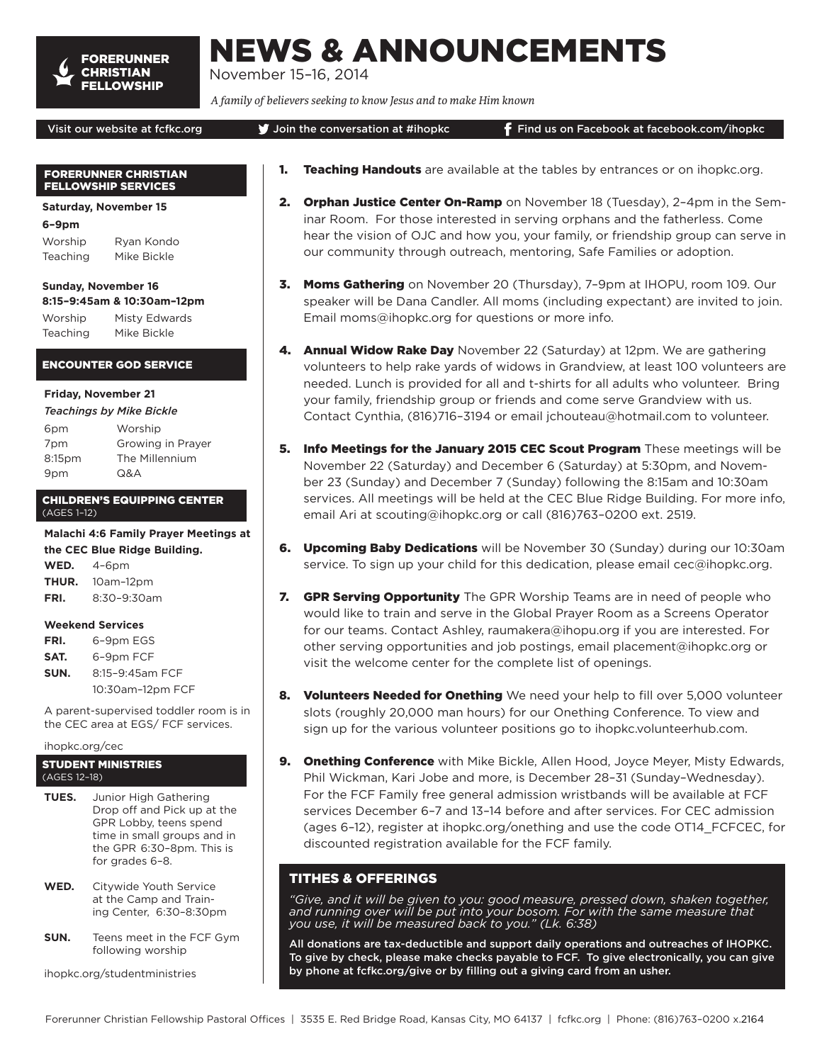FORERUNNER CHRISTIAN FELLOWSHIP

# NEWS & ANNOUNCEMENTS

November 15–16, 2014

*A family of believers seeking to know Jesus and to make Him known*

Visit our website at fcfkc.org | Join the conversation at #ihopkc | Find us on Facebook at facebook.com/ihopkc

## FORERUNNER CHRISTIAN FELLOWSHIP SERVICES

**Saturday, November 15**

**6–9pm**

| | |
|---|---|
| Worship | Ryan Kondo |
| Teaching | Mike Bickle |

**Sunday, November 16**

**8:15–9:45am & 10:30am–12pm**

| | |
|---|---|
| Worship | Misty Edwards |
| Teaching | Mike Bickle |

## ENCOUNTER GOD SERVICE

**Friday, November 21**

*Teachings by Mike Bickle*

| | |
|---|---|
| 6pm | Worship |
| 7pm | Growing in Prayer |
| 8:15pm | The Millennium |
| 9pm | Q&A |

## CHILDREN'S EQUIPPING CENTER

(AGES 1–12)

**Malachi 4:6 Family Prayer Meetings at the CEC Blue Ridge Building.**

| | |
|---|---|
| **WED.** | 4–6pm |
| **THUR.** | 10am–12pm |
| **FRI.** | 8:30–9:30am |

**Weekend Services**

| | |
|---|---|
| **FRI.** | 6–9pm EGS |
| **SAT.** | 6–9pm FCF |
| **SUN.** | 8:15–9:45am FCF |
| | 10:30am–12pm FCF |

A parent-supervised toddler room is in the CEC area at EGS/ FCF services.

ihopkc.org/cec

## STUDENT MINISTRIES

(AGES 12–18)

- **TUES.** Junior High Gathering Drop off and Pick up at the GPR Lobby, teens spend time in small groups and in the GPR 6:30–8pm. This is for grades 6–8.
- **WED.** Citywide Youth Service at the Camp and Training Center, 6:30–8:30pm
- **SUN.** Teens meet in the FCF Gym following worship

ihopkc.org/studentministries

1. **Teaching Handouts** are available at the tables by entrances or on ihopkc.org.
2. **Orphan Justice Center On-Ramp** on November 18 (Tuesday), 2–4pm in the Seminar Room. For those interested in serving orphans and the fatherless. Come hear the vision of OJC and how you, your family, or friendship group can serve in our community through outreach, mentoring, Safe Families or adoption.
3. **Moms Gathering** on November 20 (Thursday), 7–9pm at IHOPU, room 109. Our speaker will be Dana Candler. All moms (including expectant) are invited to join. Email moms@ihopkc.org for questions or more info.
4. **Annual Widow Rake Day** November 22 (Saturday) at 12pm. We are gathering volunteers to help rake yards of widows in Grandview, at least 100 volunteers are needed. Lunch is provided for all and t-shirts for all adults who volunteer. Bring your family, friendship group or friends and come serve Grandview with us. Contact Cynthia, (816)716–3194 or email jchouteau@hotmail.com to volunteer.
5. **Info Meetings for the January 2015 CEC Scout Program** These meetings will be November 22 (Saturday) and December 6 (Saturday) at 5:30pm, and November 23 (Sunday) and December 7 (Sunday) following the 8:15am and 10:30am services. All meetings will be held at the CEC Blue Ridge Building. For more info, email Ari at scouting@ihopkc.org or call (816)763–0200 ext. 2519.
6. **Upcoming Baby Dedications** will be November 30 (Sunday) during our 10:30am service. To sign up your child for this dedication, please email cec@ihopkc.org.
7. **GPR Serving Opportunity** The GPR Worship Teams are in need of people who would like to train and serve in the Global Prayer Room as a Screens Operator for our teams. Contact Ashley, raumakera@ihopu.org if you are interested. For other serving opportunities and job postings, email placement@ihopkc.org or visit the welcome center for the complete list of openings.
8. **Volunteers Needed for Onething** We need your help to fill over 5,000 volunteer slots (roughly 20,000 man hours) for our Onething Conference. To view and sign up for the various volunteer positions go to ihopkc.volunteerhub.com.
9. **Onething Conference** with Mike Bickle, Allen Hood, Joyce Meyer, Misty Edwards, Phil Wickman, Kari Jobe and more, is December 28–31 (Sunday–Wednesday). For the FCF Family free general admission wristbands will be available at FCF services December 6–7 and 13–14 before and after services. For CEC admission (ages 6–12), register at ihopkc.org/onething and use the code OT14_FCFCEC, for discounted registration available for the FCF family.

## TITHES & OFFERINGS

*"Give, and it will be given to you: good measure, pressed down, shaken together, and running over will be put into your bosom. For with the same measure that you use, it will be measured back to you." (Lk. 6:38)*

**All donations are tax-deductible and support daily operations and outreaches of IHOPKC. To give by check, please make checks payable to FCF. To give electronically, you can give by phone at fcfkc.org/give or by filling out a giving card from an usher.**

Forerunner Christian Fellowship Pastoral Offices | 3535 E. Red Bridge Road, Kansas City, MO 64137 | fcfkc.org | Phone: (816)763–0200 x.2164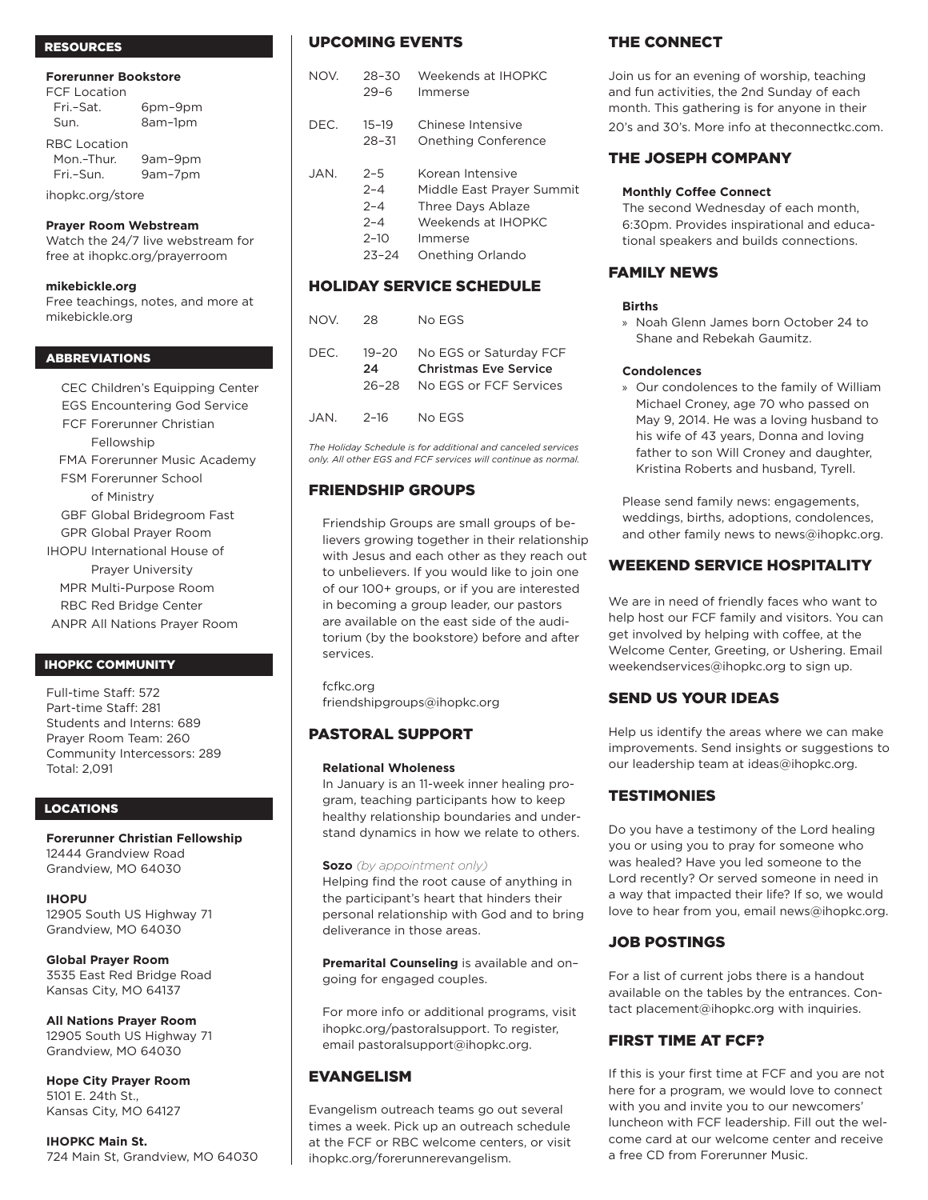## RESOURCES

**Forerunner Bookstore**

FCF Location

| | |
|---|---|
| Fri.–Sat. | 6pm–9pm |
| Sun. | 8am–1pm |

RBC Location

| | |
|---|---|
| Mon.–Thur. | 9am–9pm |
| Fri.–Sun. | 9am–7pm |

ihopkc.org/store

**Prayer Room Webstream**

Watch the 24/7 live webstream for free at ihopkc.org/prayerroom

**mikebickle.org**

Free teachings, notes, and more at mikebickle.org

## ABBREVIATIONS

- CEC Children's Equipping Center
- EGS Encountering God Service
- FCF Forerunner Christian Fellowship
- FMA Forerunner Music Academy
- FSM Forerunner School of Ministry
- GBF Global Bridegroom Fast
- GPR Global Prayer Room
- IHOPU International House of Prayer University
- MPR Multi-Purpose Room
- RBC Red Bridge Center
- ANPR All Nations Prayer Room

## IHOPKC COMMUNITY

Full-time Staff: 572
Part-time Staff: 281
Students and Interns: 689
Prayer Room Team: 260
Community Intercessors: 289
Total: 2,091

## LOCATIONS

**Forerunner Christian Fellowship**
12444 Grandview Road
Grandview, MO 64030

**IHOPU**
12905 South US Highway 71
Grandview, MO 64030

**Global Prayer Room**
3535 East Red Bridge Road
Kansas City, MO 64137

**All Nations Prayer Room**
12905 South US Highway 71
Grandview, MO 64030

**Hope City Prayer Room**
5101 E. 24th St.,
Kansas City, MO 64127

**IHOPKC Main St.**
724 Main St, Grandview, MO 64030

## UPCOMING EVENTS

| | | |
|---|---|---|
| NOV. | 28–30 | Weekends at IHOPKC |
| | 29–6 | Immerse |
| DEC. | 15–19 | Chinese Intensive |
| | 28–31 | Onething Conference |
| JAN. | 2–5 | Korean Intensive |
| | 2–4 | Middle East Prayer Summit |
| | 2–4 | Three Days Ablaze |
| | 2–4 | Weekends at IHOPKC |
| | 2–10 | Immerse |
| | 23–24 | Onething Orlando |

## HOLIDAY SERVICE SCHEDULE

| | | |
|---|---|---|
| NOV. | 28 | No EGS |
| DEC. | 19–20 | No EGS or Saturday FCF |
| | **24** | **Christmas Eve Service** |
| | 26–28 | No EGS or FCF Services |
| JAN. | 2–16 | No EGS |

*The Holiday Schedule is for additional and canceled services only. All other EGS and FCF services will continue as normal.*

## FRIENDSHIP GROUPS

Friendship Groups are small groups of believers growing together in their relationship with Jesus and each other as they reach out to unbelievers. If you would like to join one of our 100+ groups, or if you are interested in becoming a group leader, our pastors are available on the east side of the auditorium (by the bookstore) before and after services.

fcfkc.org
friendshipgroups@ihopkc.org

## PASTORAL SUPPORT

**Relational Wholeness**

In January is an 11-week inner healing program, teaching participants how to keep healthy relationship boundaries and understand dynamics in how we relate to others.

**Sozo** *(by appointment only)*

Helping find the root cause of anything in the participant's heart that hinders their personal relationship with God and to bring deliverance in those areas.

**Premarital Counseling** is available and on–going for engaged couples.

For more info or additional programs, visit ihopkc.org/pastoralsupport. To register, email pastoralsupport@ihopkc.org.

## EVANGELISM

Evangelism outreach teams go out several times a week. Pick up an outreach schedule at the FCF or RBC welcome centers, or visit ihopkc.org/forerunnerevangelism.

## THE CONNECT

Join us for an evening of worship, teaching and fun activities, the 2nd Sunday of each month. This gathering is for anyone in their 20's and 30's. More info at theconnectkc.com.

## THE JOSEPH COMPANY

**Monthly Coffee Connect**

The second Wednesday of each month, 6:30pm. Provides inspirational and educational speakers and builds connections.

## FAMILY NEWS

**Births**

» Noah Glenn James born October 24 to Shane and Rebekah Gaumitz.

**Condolences**

» Our condolences to the family of William Michael Croney, age 70 who passed on May 9, 2014. He was a loving husband to his wife of 43 years, Donna and loving father to son Will Croney and daughter, Kristina Roberts and husband, Tyrell.

Please send family news: engagements, weddings, births, adoptions, condolences, and other family news to news@ihopkc.org.

## WEEKEND SERVICE HOSPITALITY

We are in need of friendly faces who want to help host our FCF family and visitors. You can get involved by helping with coffee, at the Welcome Center, Greeting, or Ushering. Email weekendservices@ihopkc.org to sign up.

## SEND US YOUR IDEAS

Help us identify the areas where we can make improvements. Send insights or suggestions to our leadership team at ideas@ihopkc.org.

## TESTIMONIES

Do you have a testimony of the Lord healing you or using you to pray for someone who was healed? Have you led someone to the Lord recently? Or served someone in need in a way that impacted their life? If so, we would love to hear from you, email news@ihopkc.org.

## JOB POSTINGS

For a list of current jobs there is a handout available on the tables by the entrances. Contact placement@ihopkc.org with inquiries.

## FIRST TIME AT FCF?

If this is your first time at FCF and you are not here for a program, we would love to connect with you and invite you to our newcomers' luncheon with FCF leadership. Fill out the welcome card at our welcome center and receive a free CD from Forerunner Music.